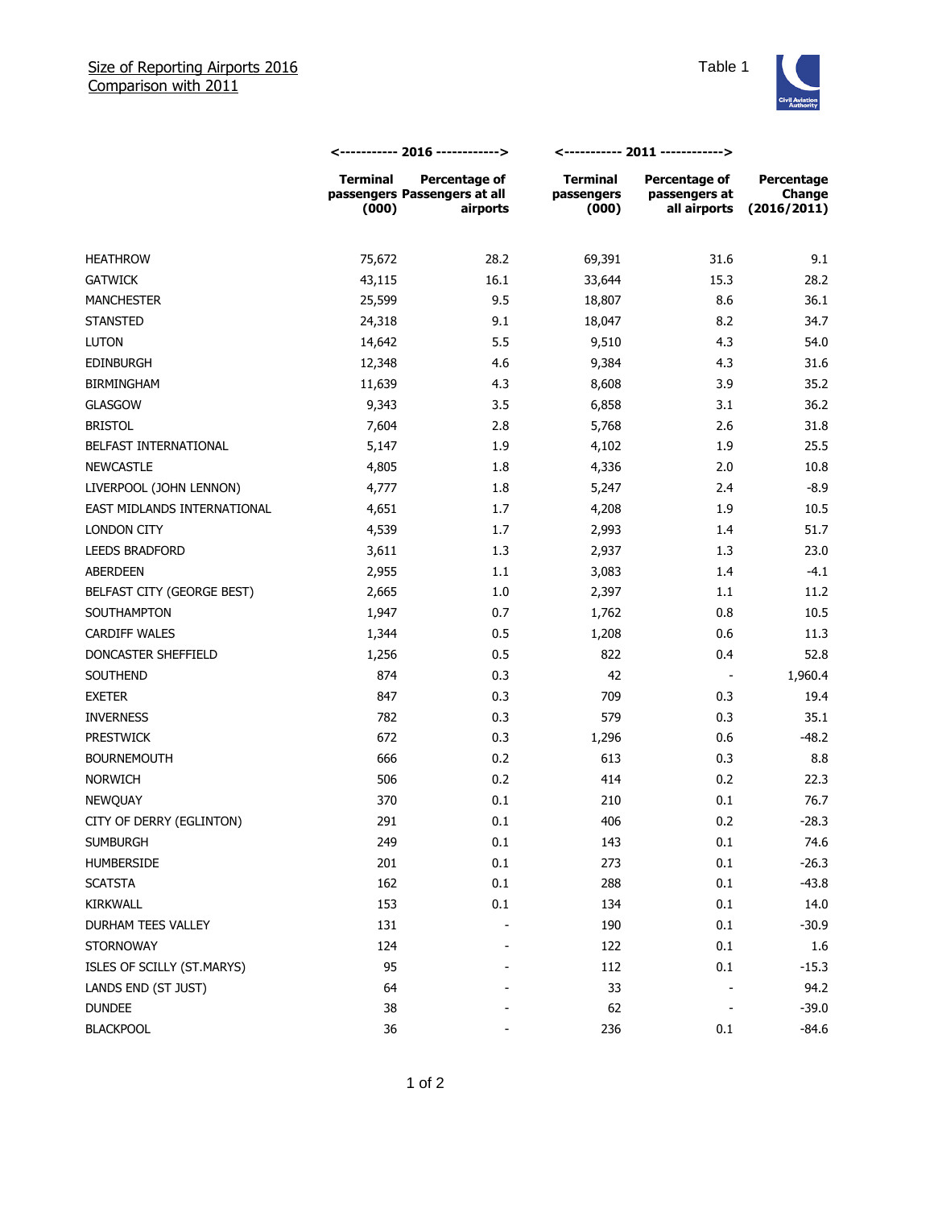Size of Reporting Airports 2016
Comparison with 2011

Table 1

| | 2016 | | 2011 | | |
|---|---|---|---|---|---|
| | Terminal passengers (000) | Percentage of Passengers at all airports | Terminal passengers (000) | Percentage of passengers at all airports | Percentage Change (2016/2011) |
| HEATHROW | 75,672 | 28.2 | 69,391 | 31.6 | 9.1 |
| GATWICK | 43,115 | 16.1 | 33,644 | 15.3 | 28.2 |
| MANCHESTER | 25,599 | 9.5 | 18,807 | 8.6 | 36.1 |
| STANSTED | 24,318 | 9.1 | 18,047 | 8.2 | 34.7 |
| LUTON | 14,642 | 5.5 | 9,510 | 4.3 | 54.0 |
| EDINBURGH | 12,348 | 4.6 | 9,384 | 4.3 | 31.6 |
| BIRMINGHAM | 11,639 | 4.3 | 8,608 | 3.9 | 35.2 |
| GLASGOW | 9,343 | 3.5 | 6,858 | 3.1 | 36.2 |
| BRISTOL | 7,604 | 2.8 | 5,768 | 2.6 | 31.8 |
| BELFAST INTERNATIONAL | 5,147 | 1.9 | 4,102 | 1.9 | 25.5 |
| NEWCASTLE | 4,805 | 1.8 | 4,336 | 2.0 | 10.8 |
| LIVERPOOL (JOHN LENNON) | 4,777 | 1.8 | 5,247 | 2.4 | -8.9 |
| EAST MIDLANDS INTERNATIONAL | 4,651 | 1.7 | 4,208 | 1.9 | 10.5 |
| LONDON CITY | 4,539 | 1.7 | 2,993 | 1.4 | 51.7 |
| LEEDS BRADFORD | 3,611 | 1.3 | 2,937 | 1.3 | 23.0 |
| ABERDEEN | 2,955 | 1.1 | 3,083 | 1.4 | -4.1 |
| BELFAST CITY (GEORGE BEST) | 2,665 | 1.0 | 2,397 | 1.1 | 11.2 |
| SOUTHAMPTON | 1,947 | 0.7 | 1,762 | 0.8 | 10.5 |
| CARDIFF WALES | 1,344 | 0.5 | 1,208 | 0.6 | 11.3 |
| DONCASTER SHEFFIELD | 1,256 | 0.5 | 822 | 0.4 | 52.8 |
| SOUTHEND | 874 | 0.3 | 42 | - | 1,960.4 |
| EXETER | 847 | 0.3 | 709 | 0.3 | 19.4 |
| INVERNESS | 782 | 0.3 | 579 | 0.3 | 35.1 |
| PRESTWICK | 672 | 0.3 | 1,296 | 0.6 | -48.2 |
| BOURNEMOUTH | 666 | 0.2 | 613 | 0.3 | 8.8 |
| NORWICH | 506 | 0.2 | 414 | 0.2 | 22.3 |
| NEWQUAY | 370 | 0.1 | 210 | 0.1 | 76.7 |
| CITY OF DERRY (EGLINTON) | 291 | 0.1 | 406 | 0.2 | -28.3 |
| SUMBURGH | 249 | 0.1 | 143 | 0.1 | 74.6 |
| HUMBERSIDE | 201 | 0.1 | 273 | 0.1 | -26.3 |
| SCATSTA | 162 | 0.1 | 288 | 0.1 | -43.8 |
| KIRKWALL | 153 | 0.1 | 134 | 0.1 | 14.0 |
| DURHAM TEES VALLEY | 131 | - | 190 | 0.1 | -30.9 |
| STORNOWAY | 124 | - | 122 | 0.1 | 1.6 |
| ISLES OF SCILLY (ST.MARYS) | 95 | - | 112 | 0.1 | -15.3 |
| LANDS END (ST JUST) | 64 | - | 33 | - | 94.2 |
| DUNDEE | 38 | - | 62 | - | -39.0 |
| BLACKPOOL | 36 | - | 236 | 0.1 | -84.6 |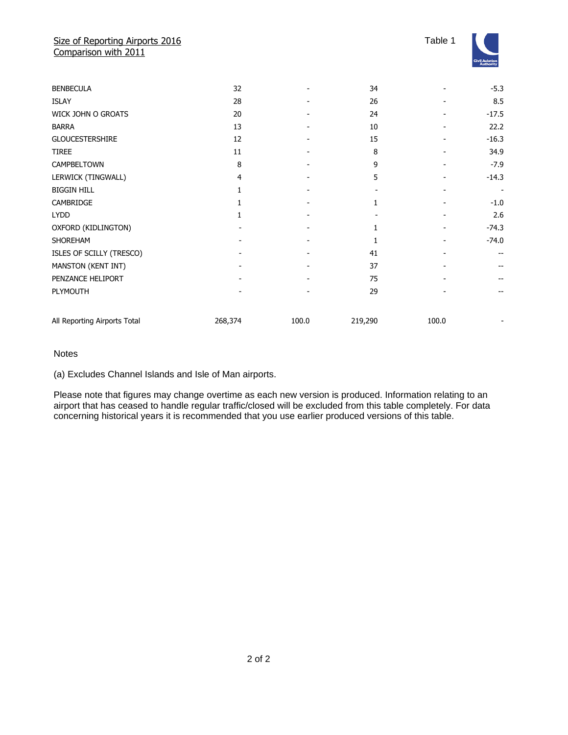Size of Reporting Airports 2016
Comparison with 2011

Table 1

| | | | | | |
|---|---|---|---|---|---|
| BENBECULA | 32 | - | 34 | - | -5.3 |
| ISLAY | 28 | - | 26 | - | 8.5 |
| WICK JOHN O GROATS | 20 | - | 24 | - | -17.5 |
| BARRA | 13 | - | 10 | - | 22.2 |
| GLOUCESTERSHIRE | 12 | - | 15 | - | -16.3 |
| TIREE | 11 | - | 8 | - | 34.9 |
| CAMPBELTOWN | 8 | - | 9 | - | -7.9 |
| LERWICK (TINGWALL) | 4 | - | 5 | - | -14.3 |
| BIGGIN HILL | 1 | - | - | - | - |
| CAMBRIDGE | 1 | - | 1 | - | -1.0 |
| LYDD | 1 | - | - | - | 2.6 |
| OXFORD (KIDLINGTON) | - | - | 1 | - | -74.3 |
| SHOREHAM | - | - | 1 | - | -74.0 |
| ISLES OF SCILLY (TRESCO) | - | - | 41 | - | -- |
| MANSTON (KENT INT) | - | - | 37 | - | -- |
| PENZANCE HELIPORT | - | - | 75 | - | -- |
| PLYMOUTH | - | - | 29 | - | -- |
| All Reporting Airports Total | 268,374 | 100.0 | 219,290 | 100.0 | - |

Notes

(a) Excludes Channel Islands and Isle of Man airports.

Please note that figures may change overtime as each new version is produced. Information relating to an airport that has ceased to handle regular traffic/closed will be excluded from this table completely. For data concerning historical years it is recommended that you use earlier produced versions of this table.